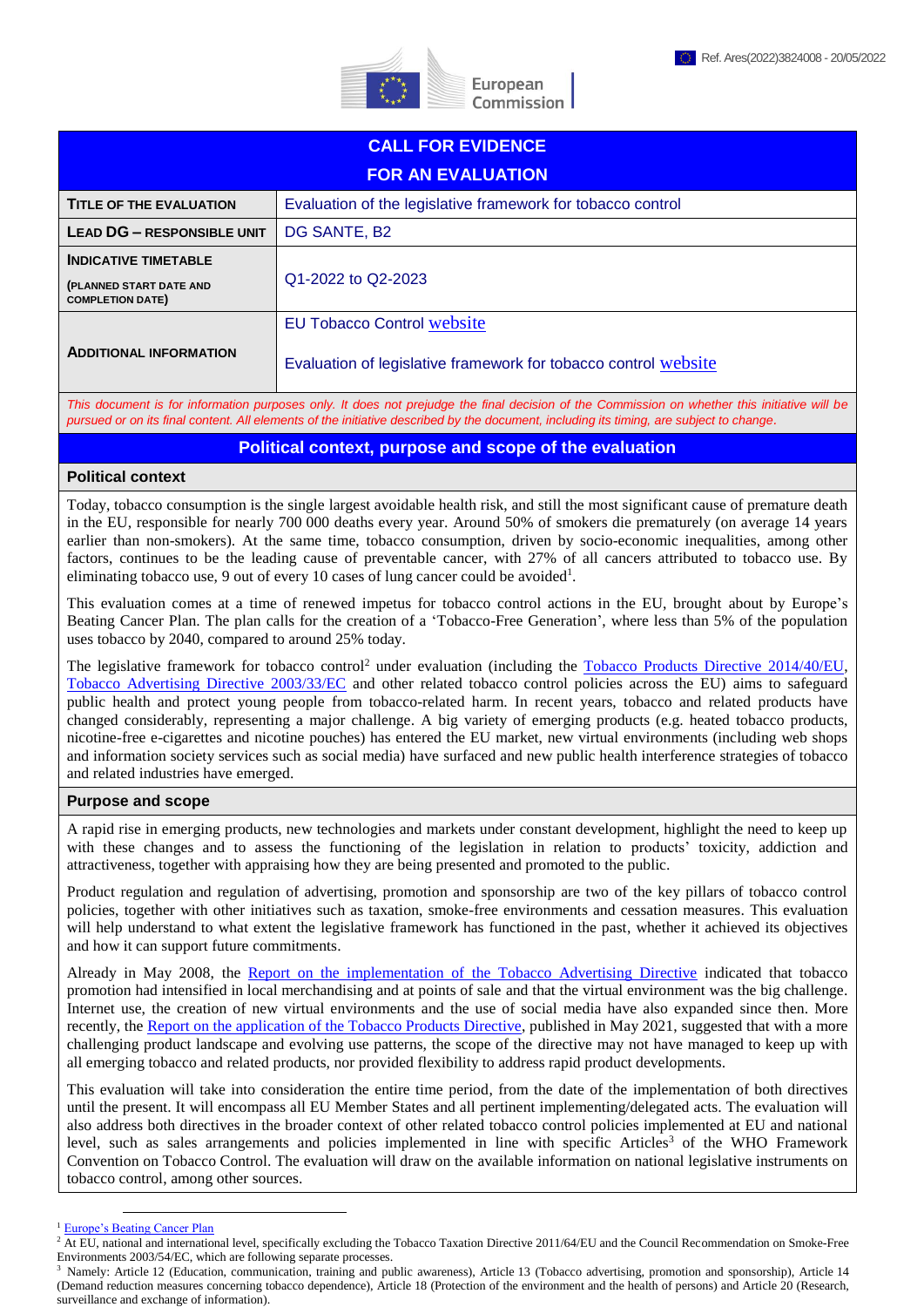Ref. Ares(2022)3824008 - 20/05/2022

European Commission

# CALL FOR EVIDENCE FOR AN EVALUATION

| | |
|---|---|
| **TITLE OF THE EVALUATION** | Evaluation of the legislative framework for tobacco control |
| **LEAD DG – RESPONSIBLE UNIT** | DG SANTE, B2 |
| **INDICATIVE TIMETABLE** (PLANNED START DATE AND COMPLETION DATE) | Q1-2022 to Q2-2023 |
| **ADDITIONAL INFORMATION** | EU Tobacco Control website<br><br>Evaluation of legislative framework for tobacco control website |

*This document is for information purposes only. It does not prejudge the final decision of the Commission on whether this initiative will be pursued or on its final content. All elements of the initiative described by the document, including its timing, are subject to change.*

## Political context, purpose and scope of the evaluation

### Political context

Today, tobacco consumption is the single largest avoidable health risk, and still the most significant cause of premature death in the EU, responsible for nearly 700 000 deaths every year. Around 50% of smokers die prematurely (on average 14 years earlier than non-smokers). At the same time, tobacco consumption, driven by socio-economic inequalities, among other factors, continues to be the leading cause of preventable cancer, with 27% of all cancers attributed to tobacco use. By eliminating tobacco use, 9 out of every 10 cases of lung cancer could be avoided[1].

This evaluation comes at a time of renewed impetus for tobacco control actions in the EU, brought about by Europe's Beating Cancer Plan. The plan calls for the creation of a 'Tobacco-Free Generation', where less than 5% of the population uses tobacco by 2040, compared to around 25% today.

The legislative framework for tobacco control[2] under evaluation (including the Tobacco Products Directive 2014/40/EU, Tobacco Advertising Directive 2003/33/EC and other related tobacco control policies across the EU) aims to safeguard public health and protect young people from tobacco-related harm. In recent years, tobacco and related products have changed considerably, representing a major challenge. A big variety of emerging products (e.g. heated tobacco products, nicotine-free e-cigarettes and nicotine pouches) has entered the EU market, new virtual environments (including web shops and information society services such as social media) have surfaced and new public health interference strategies of tobacco and related industries have emerged.

### Purpose and scope

A rapid rise in emerging products, new technologies and markets under constant development, highlight the need to keep up with these changes and to assess the functioning of the legislation in relation to products' toxicity, addiction and attractiveness, together with appraising how they are being presented and promoted to the public.

Product regulation and regulation of advertising, promotion and sponsorship are two of the key pillars of tobacco control policies, together with other initiatives such as taxation, smoke-free environments and cessation measures. This evaluation will help understand to what extent the legislative framework has functioned in the past, whether it achieved its objectives and how it can support future commitments.

Already in May 2008, the Report on the implementation of the Tobacco Advertising Directive indicated that tobacco promotion had intensified in local merchandising and at points of sale and that the virtual environment was the big challenge. Internet use, the creation of new virtual environments and the use of social media have also expanded since then. More recently, the Report on the application of the Tobacco Products Directive, published in May 2021, suggested that with a more challenging product landscape and evolving use patterns, the scope of the directive may not have managed to keep up with all emerging tobacco and related products, nor provided flexibility to address rapid product developments.

This evaluation will take into consideration the entire time period, from the date of the implementation of both directives until the present. It will encompass all EU Member States and all pertinent implementing/delegated acts. The evaluation will also address both directives in the broader context of other related tobacco control policies implemented at EU and national level, such as sales arrangements and policies implemented in line with specific Articles[3] of the WHO Framework Convention on Tobacco Control. The evaluation will draw on the available information on national legislative instruments on tobacco control, among other sources.

---

[1] Europe's Beating Cancer Plan

[2] At EU, national and international level, specifically excluding the Tobacco Taxation Directive 2011/64/EU and the Council Recommendation on Smoke-Free Environments 2003/54/EC, which are following separate processes.

[3] Namely: Article 12 (Education, communication, training and public awareness), Article 13 (Tobacco advertising, promotion and sponsorship), Article 14 (Demand reduction measures concerning tobacco dependence), Article 18 (Protection of the environment and the health of persons) and Article 20 (Research, surveillance and exchange of information).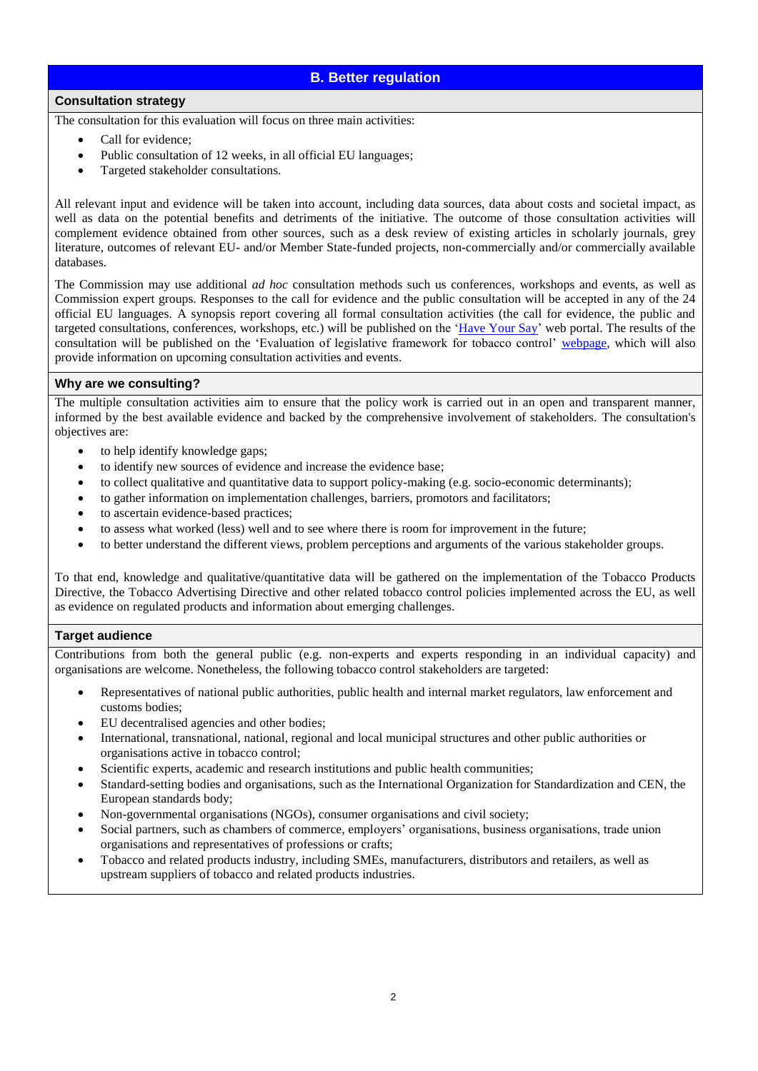## B. Better regulation

### Consultation strategy

The consultation for this evaluation will focus on three main activities:

- Call for evidence;
- Public consultation of 12 weeks, in all official EU languages;
- Targeted stakeholder consultations.

All relevant input and evidence will be taken into account, including data sources, data about costs and societal impact, as well as data on the potential benefits and detriments of the initiative. The outcome of those consultation activities will complement evidence obtained from other sources, such as a desk review of existing articles in scholarly journals, grey literature, outcomes of relevant EU- and/or Member State-funded projects, non-commercially and/or commercially available databases.

The Commission may use additional *ad hoc* consultation methods such us conferences, workshops and events, as well as Commission expert groups. Responses to the call for evidence and the public consultation will be accepted in any of the 24 official EU languages. A synopsis report covering all formal consultation activities (the call for evidence, the public and targeted consultations, conferences, workshops, etc.) will be published on the '[Have Your Say](#)' web portal. The results of the consultation will be published on the 'Evaluation of legislative framework for tobacco control' [webpage](#), which will also provide information on upcoming consultation activities and events.

### Why are we consulting?

The multiple consultation activities aim to ensure that the policy work is carried out in an open and transparent manner, informed by the best available evidence and backed by the comprehensive involvement of stakeholders. The consultation's objectives are:

- to help identify knowledge gaps;
- to identify new sources of evidence and increase the evidence base;
- to collect qualitative and quantitative data to support policy-making (e.g. socio-economic determinants);
- to gather information on implementation challenges, barriers, promotors and facilitators;
- to ascertain evidence-based practices;
- to assess what worked (less) well and to see where there is room for improvement in the future;
- to better understand the different views, problem perceptions and arguments of the various stakeholder groups.

To that end, knowledge and qualitative/quantitative data will be gathered on the implementation of the Tobacco Products Directive, the Tobacco Advertising Directive and other related tobacco control policies implemented across the EU, as well as evidence on regulated products and information about emerging challenges.

### Target audience

Contributions from both the general public (e.g. non-experts and experts responding in an individual capacity) and organisations are welcome. Nonetheless, the following tobacco control stakeholders are targeted:

- Representatives of national public authorities, public health and internal market regulators, law enforcement and customs bodies;
- EU decentralised agencies and other bodies;
- International, transnational, national, regional and local municipal structures and other public authorities or organisations active in tobacco control;
- Scientific experts, academic and research institutions and public health communities;
- Standard-setting bodies and organisations, such as the International Organization for Standardization and CEN, the European standards body;
- Non-governmental organisations (NGOs), consumer organisations and civil society;
- Social partners, such as chambers of commerce, employers' organisations, business organisations, trade union organisations and representatives of professions or crafts;
- Tobacco and related products industry, including SMEs, manufacturers, distributors and retailers, as well as upstream suppliers of tobacco and related products industries.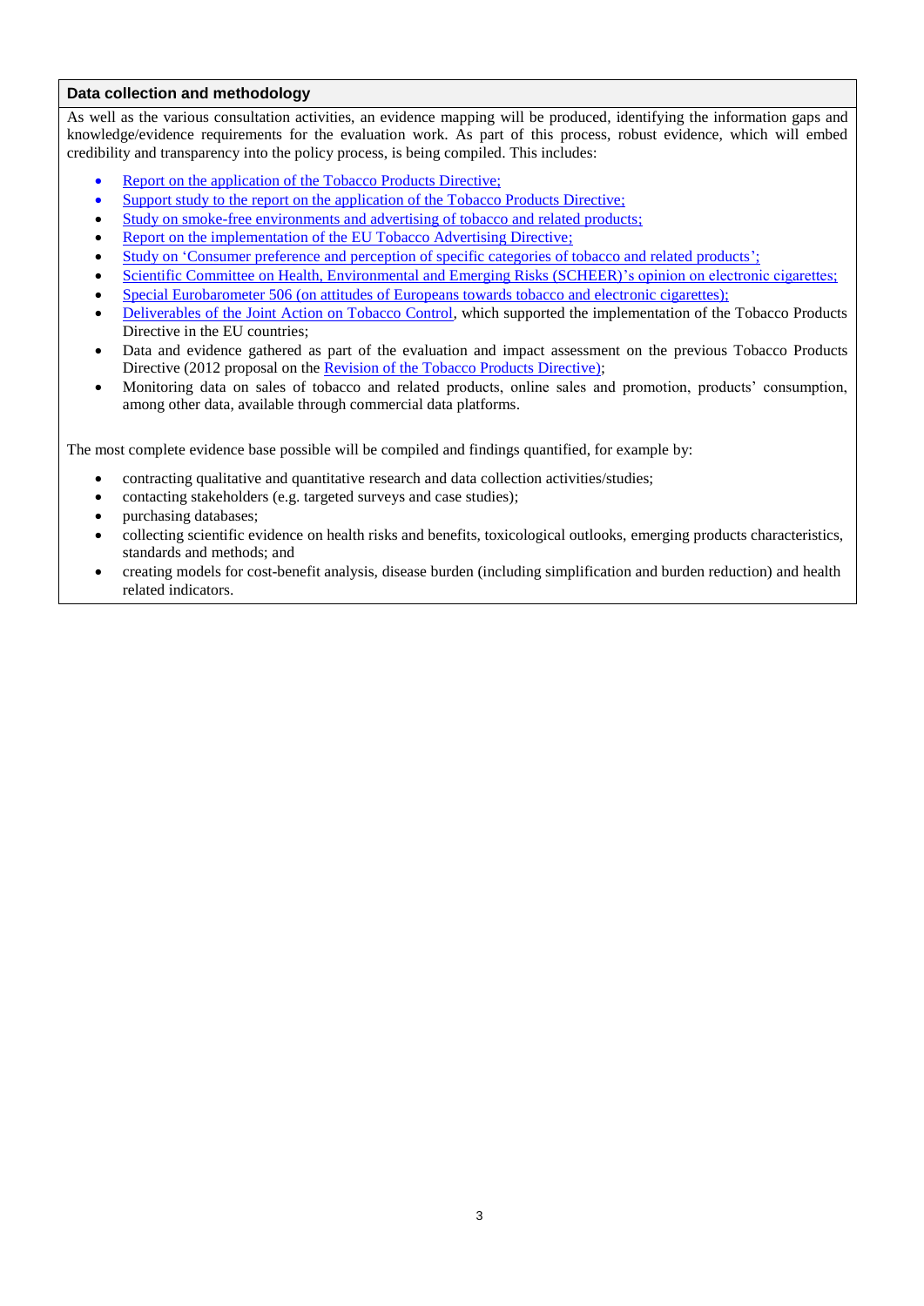**Data collection and methodology**

As well as the various consultation activities, an evidence mapping will be produced, identifying the information gaps and knowledge/evidence requirements for the evaluation work. As part of this process, robust evidence, which will embed credibility and transparency into the policy process, is being compiled. This includes:

- Report on the application of the Tobacco Products Directive;
- Support study to the report on the application of the Tobacco Products Directive;
- Study on smoke-free environments and advertising of tobacco and related products;
- Report on the implementation of the EU Tobacco Advertising Directive;
- Study on 'Consumer preference and perception of specific categories of tobacco and related products';
- Scientific Committee on Health, Environmental and Emerging Risks (SCHEER)'s opinion on electronic cigarettes;
- Special Eurobarometer 506 (on attitudes of Europeans towards tobacco and electronic cigarettes);
- Deliverables of the Joint Action on Tobacco Control, which supported the implementation of the Tobacco Products Directive in the EU countries;
- Data and evidence gathered as part of the evaluation and impact assessment on the previous Tobacco Products Directive (2012 proposal on the Revision of the Tobacco Products Directive);
- Monitoring data on sales of tobacco and related products, online sales and promotion, products' consumption, among other data, available through commercial data platforms.

The most complete evidence base possible will be compiled and findings quantified, for example by:

- contracting qualitative and quantitative research and data collection activities/studies;
- contacting stakeholders (e.g. targeted surveys and case studies);
- purchasing databases;
- collecting scientific evidence on health risks and benefits, toxicological outlooks, emerging products characteristics, standards and methods; and
- creating models for cost-benefit analysis, disease burden (including simplification and burden reduction) and health related indicators.